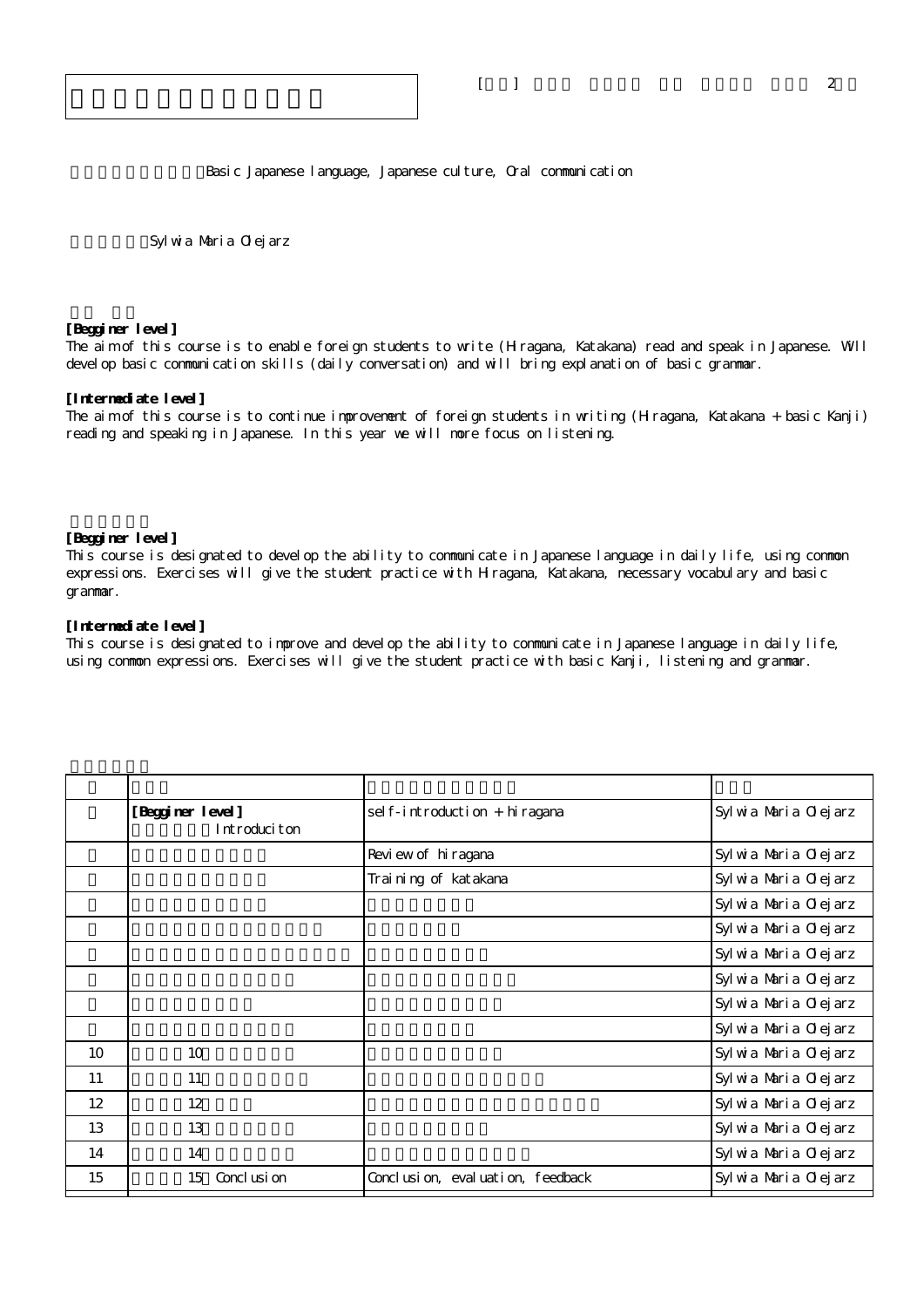Basic Japanese language, Japanese culture, Oral communication

Sylwia Maria Olejarz

**[Begginer level]**
The aim of this course is to enable foreign students to write (Hiragana, Katakana) read and speak in Japanese. Will develop basic communication skills (daily conversation) and will bring explanation of basic grammar.

**[Intermediate level]**
The aim of this course is to continue improvement of foreign students in writing (Hiragana, Katakana + basic Kanji) reading and speaking in Japanese. In this year we will more focus on listening.

**[Begginer level]**
This course is designated to develop the ability to communicate in Japanese language in daily life, using common expressions. Exercises will give the student practice with Hiragana, Katakana, necessary vocabulary and basic grammar.

**[Intermediate level]**
This course is designated to improve and develop the ability to communicate in Japanese language in daily life, using common expressions. Exercises will give the student practice with basic Kanji, listening and grammar.

| | | | |
|---|---|---|---|
| | **[Begginer level]** Introduciton | self-introduction + hiragana | Sylwia Maria Olejarz |
| | | Review of hiragana | Sylwia Maria Olejarz |
| | | Training of katakana | Sylwia Maria Olejarz |
| | | | Sylwia Maria Olejarz |
| | | | Sylwia Maria Olejarz |
| | | | Sylwia Maria Olejarz |
| | | | Sylwia Maria Olejarz |
| | | | Sylwia Maria Olejarz |
| | | | Sylwia Maria Olejarz |
| 10 | 10 | | Sylwia Maria Olejarz |
| 11 | 11 | | Sylwia Maria Olejarz |
| 12 | 12 | | Sylwia Maria Olejarz |
| 13 | 13 | | Sylwia Maria Olejarz |
| 14 | 14 | | Sylwia Maria Olejarz |
| 15 | 15 Conclusion | Conclusion, evaluation, feedback | Sylwia Maria Olejarz |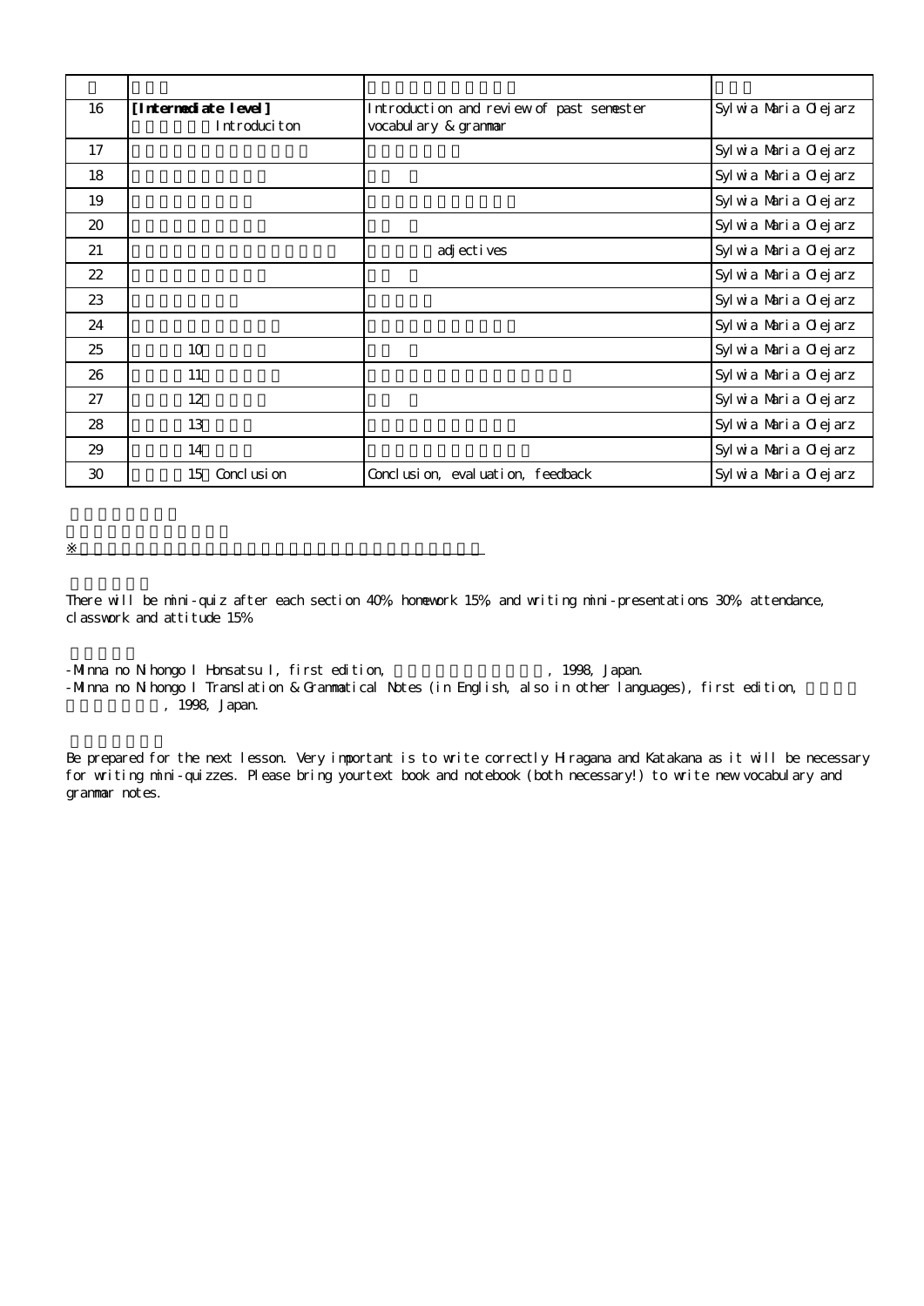| | | | |
|---|---|---|---|
| 16 | **[Intermediate level]** Introduciton | Introduction and review of past semester vocabulary & grammar | Sylwia Maria Olejarz |
| 17 | | | Sylwia Maria Olejarz |
| 18 | | | Sylwia Maria Olejarz |
| 19 | | | Sylwia Maria Olejarz |
| 20 | | | Sylwia Maria Olejarz |
| 21 | | adjectives | Sylwia Maria Olejarz |
| 22 | | | Sylwia Maria Olejarz |
| 23 | | | Sylwia Maria Olejarz |
| 24 | | | Sylwia Maria Olejarz |
| 25 | 10 | | Sylwia Maria Olejarz |
| 26 | 11 | | Sylwia Maria Olejarz |
| 27 | 12 | | Sylwia Maria Olejarz |
| 28 | 13 | | Sylwia Maria Olejarz |
| 29 | 14 | | Sylwia Maria Olejarz |
| 30 | 15 Conclusion | Conclusion, evaluation, feedback | Sylwia Maria Olejarz |

※

There will be mini-quiz after each section 40%, homework 15%, and writing mini-presentations 30%, attendance, classwork and attitude 15%

- Minna no Nihongo I Honsatsu I, first edition, , 1998, Japan.
- Minna no Nihongo I Translation & Grammatical Notes (in English, also in other languages), first edition, , 1998, Japan.

Be prepared for the next lesson. Very important is to write correctly Hiragana and Katakana as it will be necessary for writing mini-quizzes. Please bring yourtext book and notebook (both necessary!) to write new vocabulary and grammar notes.